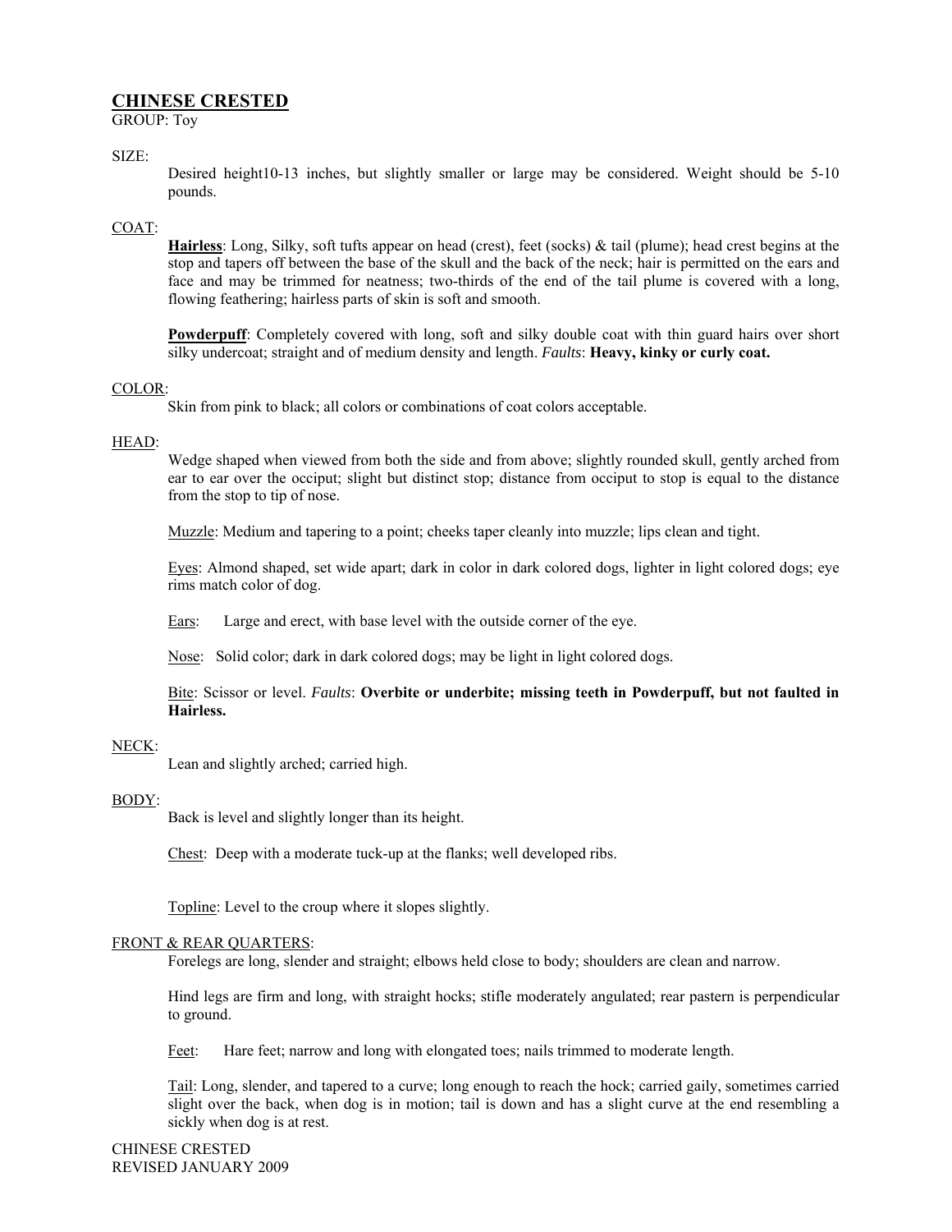## CHINESE CRESTED

GROUP: Toy

SIZE:

Desired height10-13 inches, but slightly smaller or large may be considered. Weight should be 5-10 pounds.

COAT:

**Hairless**: Long, Silky, soft tufts appear on head (crest), feet (socks) & tail (plume); head crest begins at the stop and tapers off between the base of the skull and the back of the neck; hair is permitted on the ears and face and may be trimmed for neatness; two-thirds of the end of the tail plume is covered with a long, flowing feathering; hairless parts of skin is soft and smooth.

**Powderpuff**: Completely covered with long, soft and silky double coat with thin guard hairs over short silky undercoat; straight and of medium density and length. *Faults*: **Heavy, kinky or curly coat.**

COLOR:

Skin from pink to black; all colors or combinations of coat colors acceptable.

HEAD:

Wedge shaped when viewed from both the side and from above; slightly rounded skull, gently arched from ear to ear over the occiput; slight but distinct stop; distance from occiput to stop is equal to the distance from the stop to tip of nose.

Muzzle: Medium and tapering to a point; cheeks taper cleanly into muzzle; lips clean and tight.

Eyes: Almond shaped, set wide apart; dark in color in dark colored dogs, lighter in light colored dogs; eye rims match color of dog.

Ears: Large and erect, with base level with the outside corner of the eye.

Nose: Solid color; dark in dark colored dogs; may be light in light colored dogs.

Bite: Scissor or level. *Faults*: **Overbite or underbite; missing teeth in Powderpuff, but not faulted in Hairless.**

NECK:

Lean and slightly arched; carried high.

BODY:

Back is level and slightly longer than its height.

Chest: Deep with a moderate tuck-up at the flanks; well developed ribs.

Topline: Level to the croup where it slopes slightly.

FRONT & REAR QUARTERS:

Forelegs are long, slender and straight; elbows held close to body; shoulders are clean and narrow.

Hind legs are firm and long, with straight hocks; stifle moderately angulated; rear pastern is perpendicular to ground.

Feet: Hare feet; narrow and long with elongated toes; nails trimmed to moderate length.

Tail: Long, slender, and tapered to a curve; long enough to reach the hock; carried gaily, sometimes carried slight over the back, when dog is in motion; tail is down and has a slight curve at the end resembling a sickly when dog is at rest.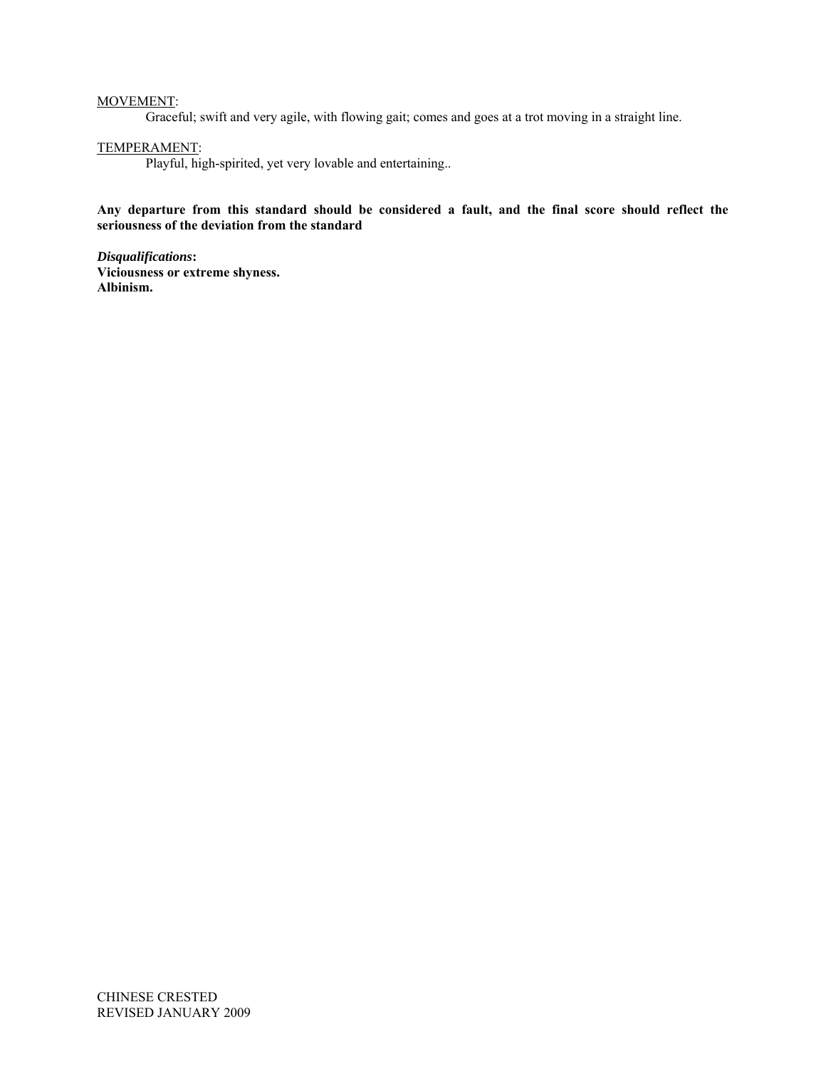<u>MOVEMENT</u>:

Graceful; swift and very agile, with flowing gait; comes and goes at a trot moving in a straight line.

<u>TEMPERAMENT</u>:

Playful, high-spirited, yet very lovable and entertaining..

**Any departure from this standard should be considered a fault, and the final score should reflect the seriousness of the deviation from the standard**

***Disqualifications*:**
**Viciousness or extreme shyness.**
**Albinism.**

CHINESE CRESTED
REVISED JANUARY 2009